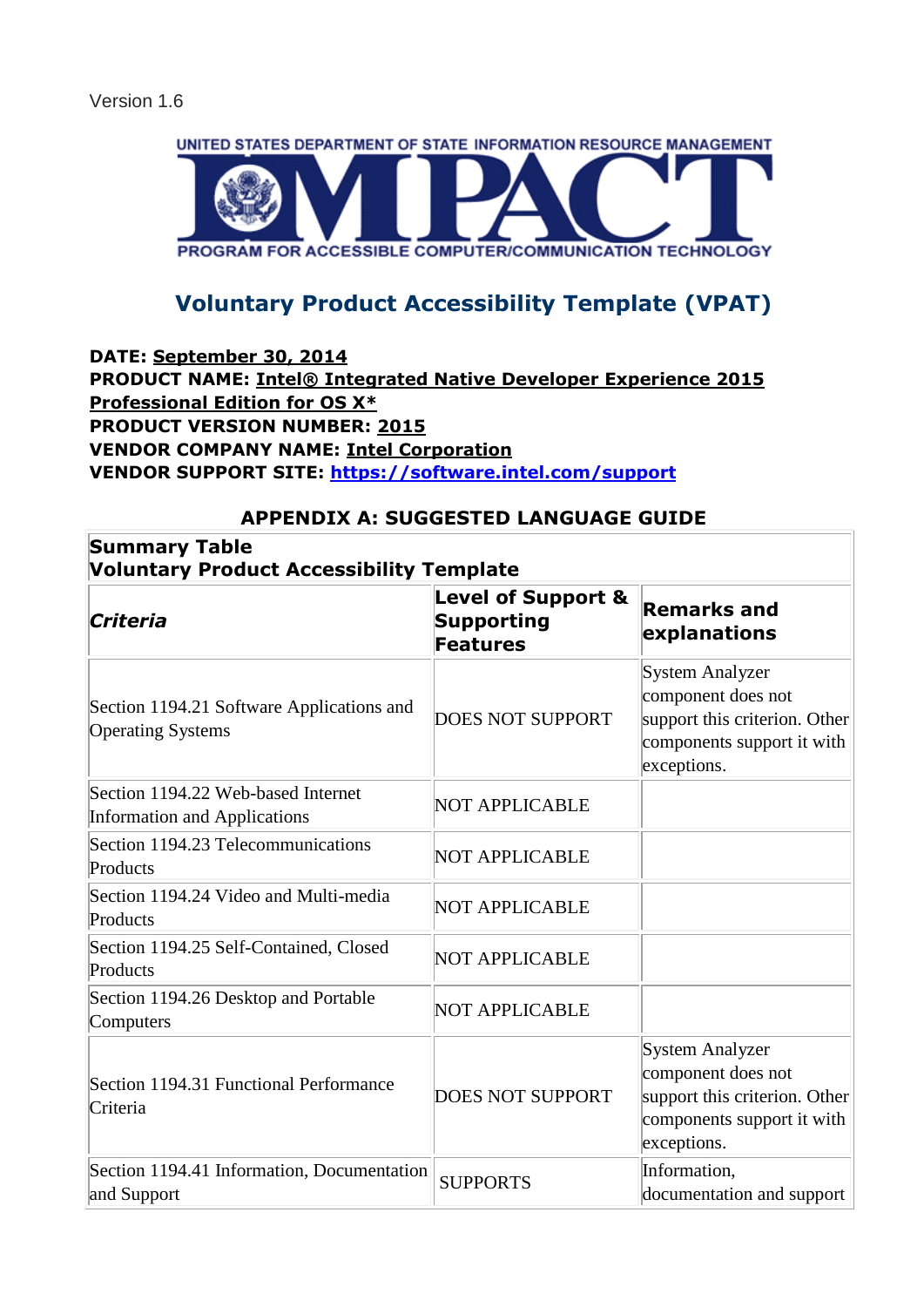Version 1.6

UNITED STATES DEPARTMENT OF STATE INFORMATION RESOURCE MANAGEMENT

IMPACT

PROGRAM FOR ACCESSIBLE COMPUTER/COMMUNICATION TECHNOLOGY

## Voluntary Product Accessibility Template (VPAT)

**DATE: September 30, 2014**
**PRODUCT NAME: Intel® Integrated Native Developer Experience 2015 Professional Edition for OS X***
**PRODUCT VERSION NUMBER: 2015**
**VENDOR COMPANY NAME: Intel Corporation**
**VENDOR SUPPORT SITE: https://software.intel.com/support**

### APPENDIX A: SUGGESTED LANGUAGE GUIDE

**Summary Table**
**Voluntary Product Accessibility Template**

| *Criteria* | Level of Support & Supporting Features | Remarks and explanations |
|---|---|---|
| Section 1194.21 Software Applications and Operating Systems | DOES NOT SUPPORT | System Analyzer component does not support this criterion. Other components support it with exceptions. |
| Section 1194.22 Web-based Internet Information and Applications | NOT APPLICABLE | |
| Section 1194.23 Telecommunications Products | NOT APPLICABLE | |
| Section 1194.24 Video and Multi-media Products | NOT APPLICABLE | |
| Section 1194.25 Self-Contained, Closed Products | NOT APPLICABLE | |
| Section 1194.26 Desktop and Portable Computers | NOT APPLICABLE | |
| Section 1194.31 Functional Performance Criteria | DOES NOT SUPPORT | System Analyzer component does not support this criterion. Other components support it with exceptions. |
| Section 1194.41 Information, Documentation and Support | SUPPORTS | Information, documentation and support |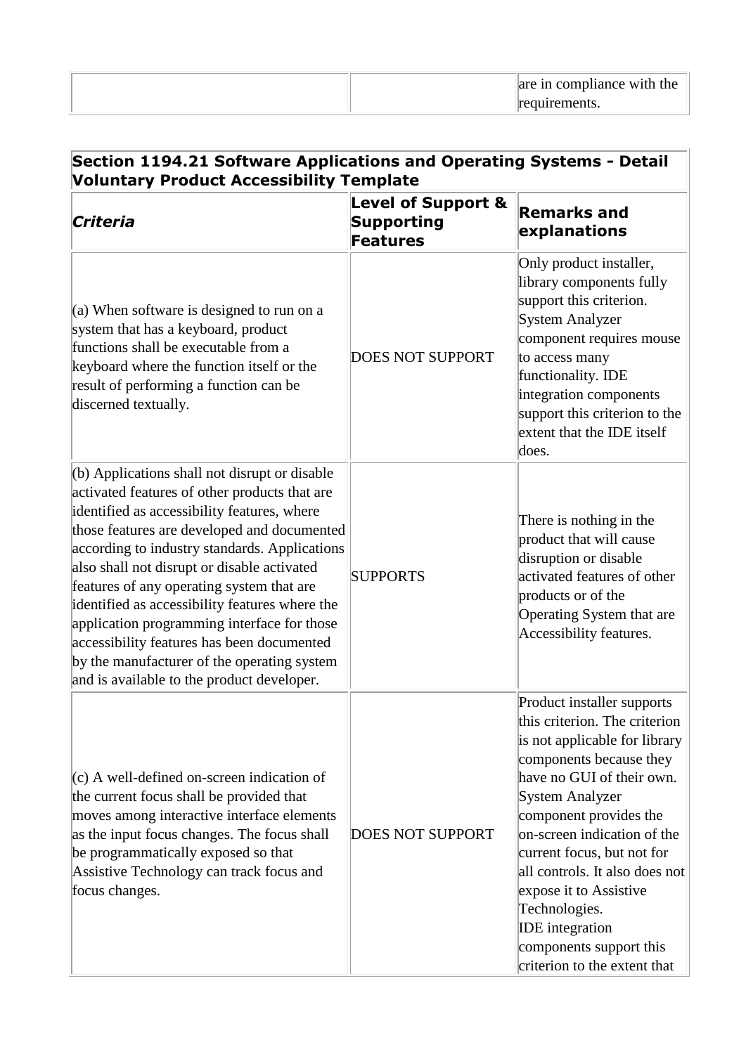| | | are in compliance with the requirements. |
|---|---|---|

| **Section 1194.21 Software Applications and Operating Systems - Detail Voluntary Product Accessibility Template** | | |
|---|---|---|
| ***Criteria*** | **Level of Support & Supporting Features** | **Remarks and explanations** |
| (a) When software is designed to run on a system that has a keyboard, product functions shall be executable from a keyboard where the function itself or the result of performing a function can be discerned textually. | DOES NOT SUPPORT | Only product installer, library components fully support this criterion. System Analyzer component requires mouse to access many functionality. IDE integration components support this criterion to the extent that the IDE itself does. |
| (b) Applications shall not disrupt or disable activated features of other products that are identified as accessibility features, where those features are developed and documented according to industry standards. Applications also shall not disrupt or disable activated features of any operating system that are identified as accessibility features where the application programming interface for those accessibility features has been documented by the manufacturer of the operating system and is available to the product developer. | SUPPORTS | There is nothing in the product that will cause disruption or disable activated features of other products or of the Operating System that are Accessibility features. |
| (c) A well-defined on-screen indication of the current focus shall be provided that moves among interactive interface elements as the input focus changes. The focus shall be programmatically exposed so that Assistive Technology can track focus and focus changes. | DOES NOT SUPPORT | Product installer supports this criterion. The criterion is not applicable for library components because they have no GUI of their own. System Analyzer component provides the on-screen indication of the current focus, but not for all controls. It also does not expose it to Assistive Technologies. IDE integration components support this criterion to the extent that |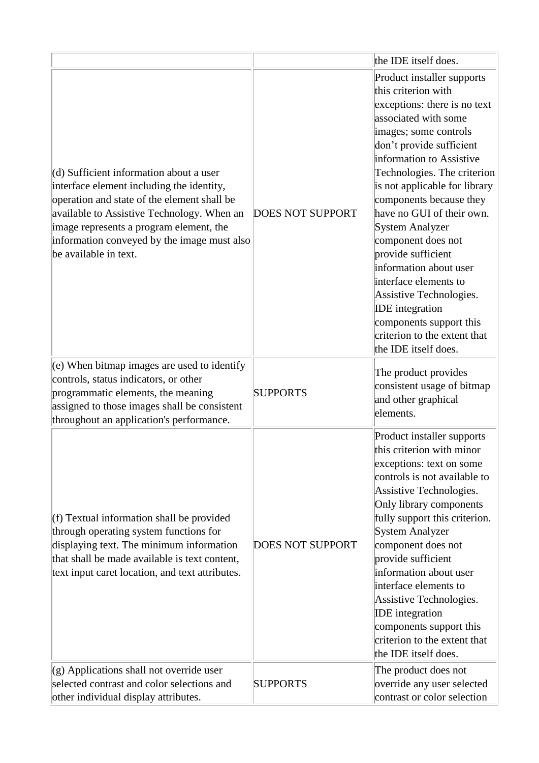| | | |
|---|---|---|
| | | the IDE itself does. |
| (d) Sufficient information about a user interface element including the identity, operation and state of the element shall be available to Assistive Technology. When an image represents a program element, the information conveyed by the image must also be available in text. | DOES NOT SUPPORT | Product installer supports this criterion with exceptions: there is no text associated with some images; some controls don't provide sufficient information to Assistive Technologies. The criterion is not applicable for library components because they have no GUI of their own. System Analyzer component does not provide sufficient information about user interface elements to Assistive Technologies. IDE integration components support this criterion to the extent that the IDE itself does. |
| (e) When bitmap images are used to identify controls, status indicators, or other programmatic elements, the meaning assigned to those images shall be consistent throughout an application's performance. | SUPPORTS | The product provides consistent usage of bitmap and other graphical elements. |
| (f) Textual information shall be provided through operating system functions for displaying text. The minimum information that shall be made available is text content, text input caret location, and text attributes. | DOES NOT SUPPORT | Product installer supports this criterion with minor exceptions: text on some controls is not available to Assistive Technologies. Only library components fully support this criterion. System Analyzer component does not provide sufficient information about user interface elements to Assistive Technologies. IDE integration components support this criterion to the extent that the IDE itself does. |
| (g) Applications shall not override user selected contrast and color selections and other individual display attributes. | SUPPORTS | The product does not override any user selected contrast or color selection |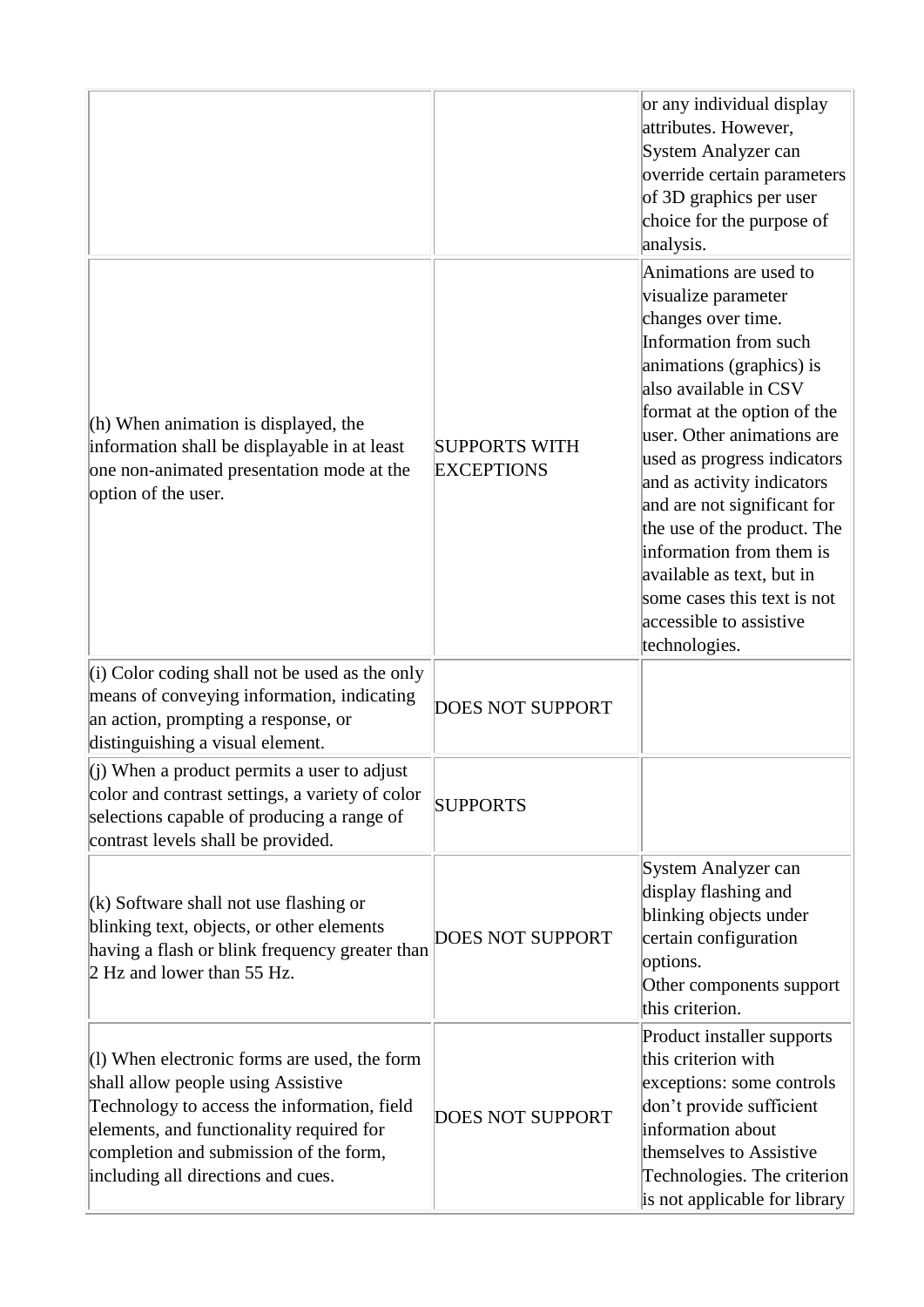| | | |
|---|---|---|
| | | or any individual display attributes. However, System Analyzer can override certain parameters of 3D graphics per user choice for the purpose of analysis. |
| (h) When animation is displayed, the information shall be displayable in at least one non-animated presentation mode at the option of the user. | SUPPORTS WITH EXCEPTIONS | Animations are used to visualize parameter changes over time. Information from such animations (graphics) is also available in CSV format at the option of the user. Other animations are used as progress indicators and as activity indicators and are not significant for the use of the product. The information from them is available as text, but in some cases this text is not accessible to assistive technologies. |
| (i) Color coding shall not be used as the only means of conveying information, indicating an action, prompting a response, or distinguishing a visual element. | DOES NOT SUPPORT | |
| (j) When a product permits a user to adjust color and contrast settings, a variety of color selections capable of producing a range of contrast levels shall be provided. | SUPPORTS | |
| (k) Software shall not use flashing or blinking text, objects, or other elements having a flash or blink frequency greater than 2 Hz and lower than 55 Hz. | DOES NOT SUPPORT | System Analyzer can display flashing and blinking objects under certain configuration options.<br>Other components support this criterion. |
| (l) When electronic forms are used, the form shall allow people using Assistive Technology to access the information, field elements, and functionality required for completion and submission of the form, including all directions and cues. | DOES NOT SUPPORT | Product installer supports this criterion with exceptions: some controls don't provide sufficient information about themselves to Assistive Technologies. The criterion is not applicable for library |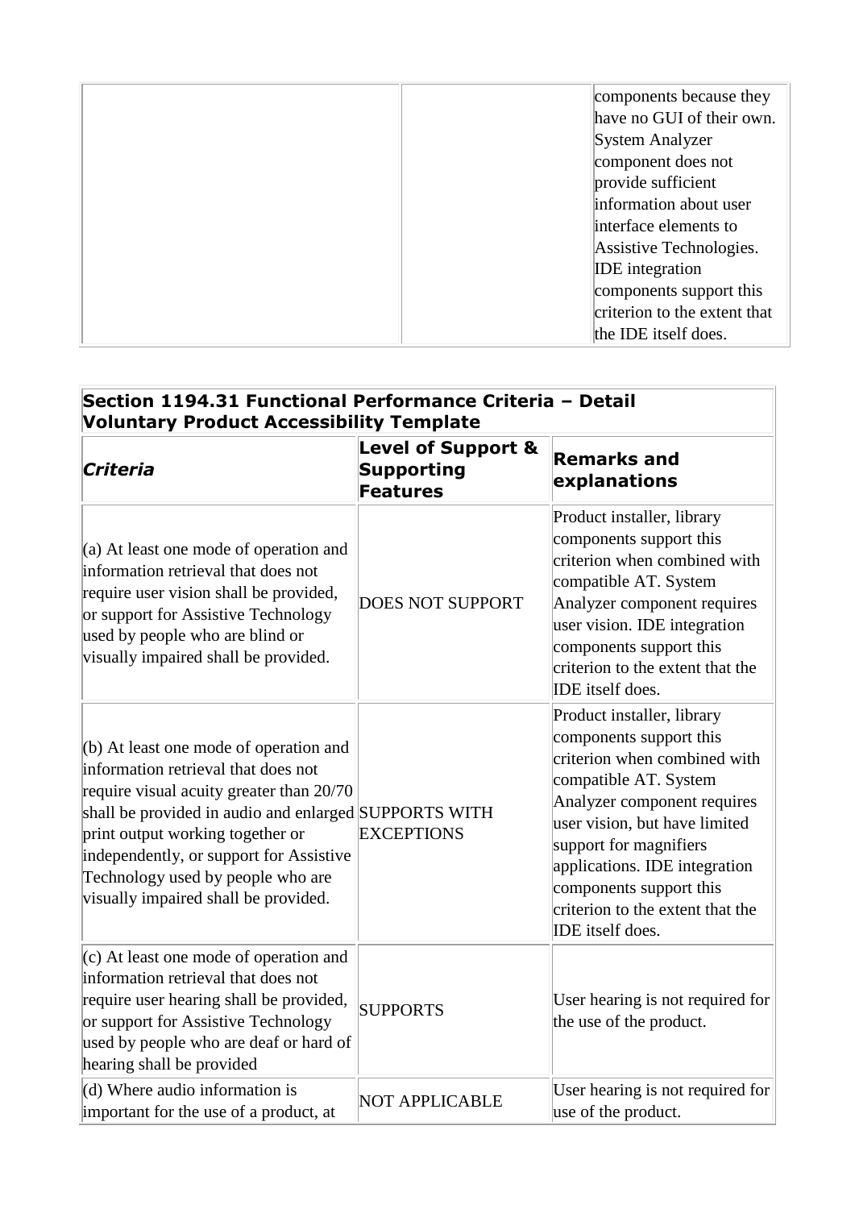| | | components because they have no GUI of their own. System Analyzer component does not provide sufficient information about user interface elements to Assistive Technologies. IDE integration components support this criterion to the extent that the IDE itself does. |
|---|---|---|

| **Section 1194.31 Functional Performance Criteria – Detail Voluntary Product Accessibility Template** | | |
|---|---|---|
| ***Criteria*** | **Level of Support & Supporting Features** | **Remarks and explanations** |
| (a) At least one mode of operation and information retrieval that does not require user vision shall be provided, or support for Assistive Technology used by people who are blind or visually impaired shall be provided. | DOES NOT SUPPORT | Product installer, library components support this criterion when combined with compatible AT. System Analyzer component requires user vision. IDE integration components support this criterion to the extent that the IDE itself does. |
| (b) At least one mode of operation and information retrieval that does not require visual acuity greater than 20/70 shall be provided in audio and enlarged print output working together or independently, or support for Assistive Technology used by people who are visually impaired shall be provided. | SUPPORTS WITH EXCEPTIONS | Product installer, library components support this criterion when combined with compatible AT. System Analyzer component requires user vision, but have limited support for magnifiers applications. IDE integration components support this criterion to the extent that the IDE itself does. |
| (c) At least one mode of operation and information retrieval that does not require user hearing shall be provided, or support for Assistive Technology used by people who are deaf or hard of hearing shall be provided | SUPPORTS | User hearing is not required for the use of the product. |
| (d) Where audio information is important for the use of a product, at | NOT APPLICABLE | User hearing is not required for use of the product. |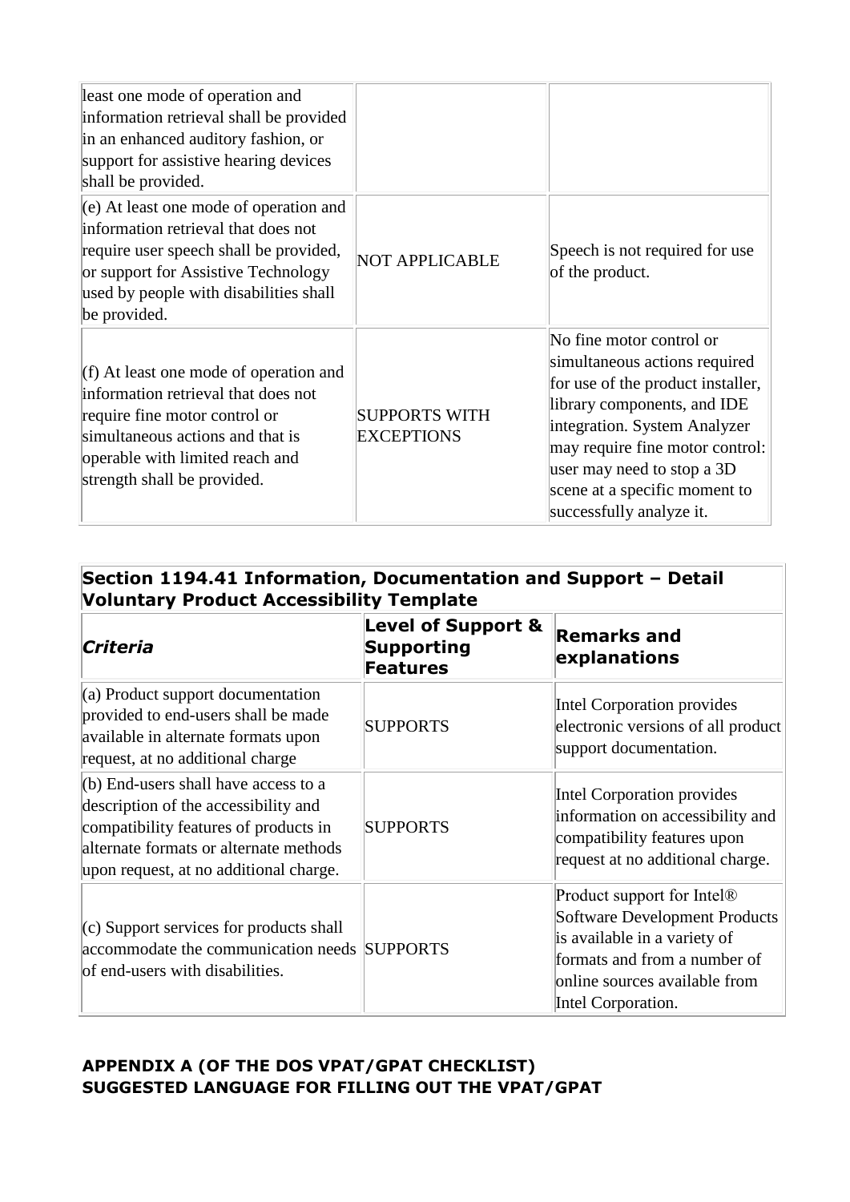| | | |
|---|---|---|
| least one mode of operation and information retrieval shall be provided in an enhanced auditory fashion, or support for assistive hearing devices shall be provided. | | |
| (e) At least one mode of operation and information retrieval that does not require user speech shall be provided, or support for Assistive Technology used by people with disabilities shall be provided. | NOT APPLICABLE | Speech is not required for use of the product. |
| (f) At least one mode of operation and information retrieval that does not require fine motor control or simultaneous actions and that is operable with limited reach and strength shall be provided. | SUPPORTS WITH EXCEPTIONS | No fine motor control or simultaneous actions required for use of the product installer, library components, and IDE integration. System Analyzer may require fine motor control: user may need to stop a 3D scene at a specific moment to successfully analyze it. |

| **Section 1194.41 Information, Documentation and Support – Detail Voluntary Product Accessibility Template** | | |
|---|---|---|
| ***Criteria*** | **Level of Support & Supporting Features** | **Remarks and explanations** |
| (a) Product support documentation provided to end-users shall be made available in alternate formats upon request, at no additional charge | SUPPORTS | Intel Corporation provides electronic versions of all product support documentation. |
| (b) End-users shall have access to a description of the accessibility and compatibility features of products in alternate formats or alternate methods upon request, at no additional charge. | SUPPORTS | Intel Corporation provides information on accessibility and compatibility features upon request at no additional charge. |
| (c) Support services for products shall accommodate the communication needs of end-users with disabilities. | SUPPORTS | Product support for Intel® Software Development Products is available in a variety of formats and from a number of online sources available from Intel Corporation. |

**APPENDIX A (OF THE DOS VPAT/GPAT CHECKLIST)**
**SUGGESTED LANGUAGE FOR FILLING OUT THE VPAT/GPAT**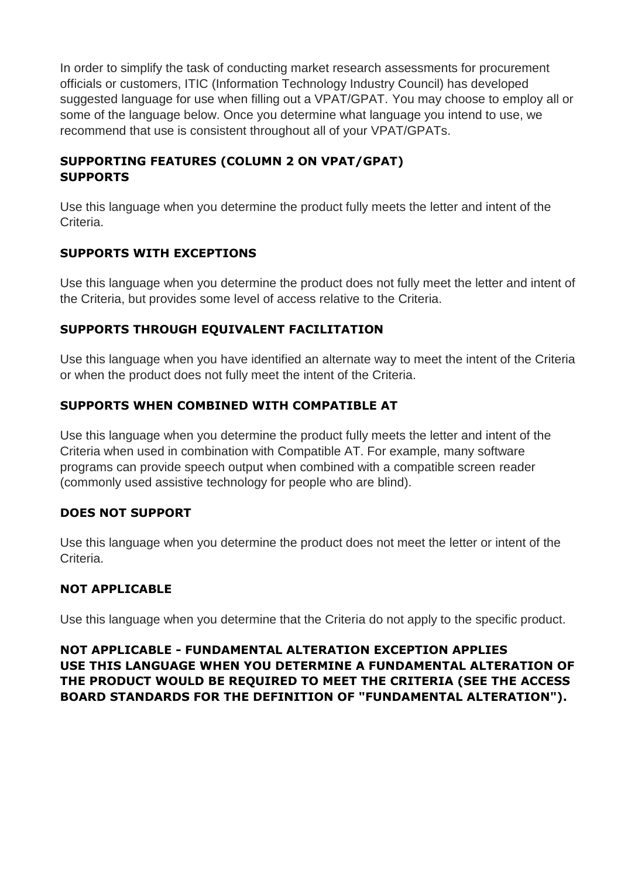In order to simplify the task of conducting market research assessments for procurement officials or customers, ITIC (Information Technology Industry Council) has developed suggested language for use when filling out a VPAT/GPAT. You may choose to employ all or some of the language below. Once you determine what language you intend to use, we recommend that use is consistent throughout all of your VPAT/GPATs.

### SUPPORTING FEATURES (COLUMN 2 ON VPAT/GPAT)
### SUPPORTS

Use this language when you determine the product fully meets the letter and intent of the Criteria.

### SUPPORTS WITH EXCEPTIONS

Use this language when you determine the product does not fully meet the letter and intent of the Criteria, but provides some level of access relative to the Criteria.

### SUPPORTS THROUGH EQUIVALENT FACILITATION

Use this language when you have identified an alternate way to meet the intent of the Criteria or when the product does not fully meet the intent of the Criteria.

### SUPPORTS WHEN COMBINED WITH COMPATIBLE AT

Use this language when you determine the product fully meets the letter and intent of the Criteria when used in combination with Compatible AT. For example, many software programs can provide speech output when combined with a compatible screen reader (commonly used assistive technology for people who are blind).

### DOES NOT SUPPORT

Use this language when you determine the product does not meet the letter or intent of the Criteria.

### NOT APPLICABLE

Use this language when you determine that the Criteria do not apply to the specific product.

### NOT APPLICABLE - FUNDAMENTAL ALTERATION EXCEPTION APPLIES

**USE THIS LANGUAGE WHEN YOU DETERMINE A FUNDAMENTAL ALTERATION OF THE PRODUCT WOULD BE REQUIRED TO MEET THE CRITERIA (SEE THE ACCESS BOARD STANDARDS FOR THE DEFINITION OF "FUNDAMENTAL ALTERATION").**